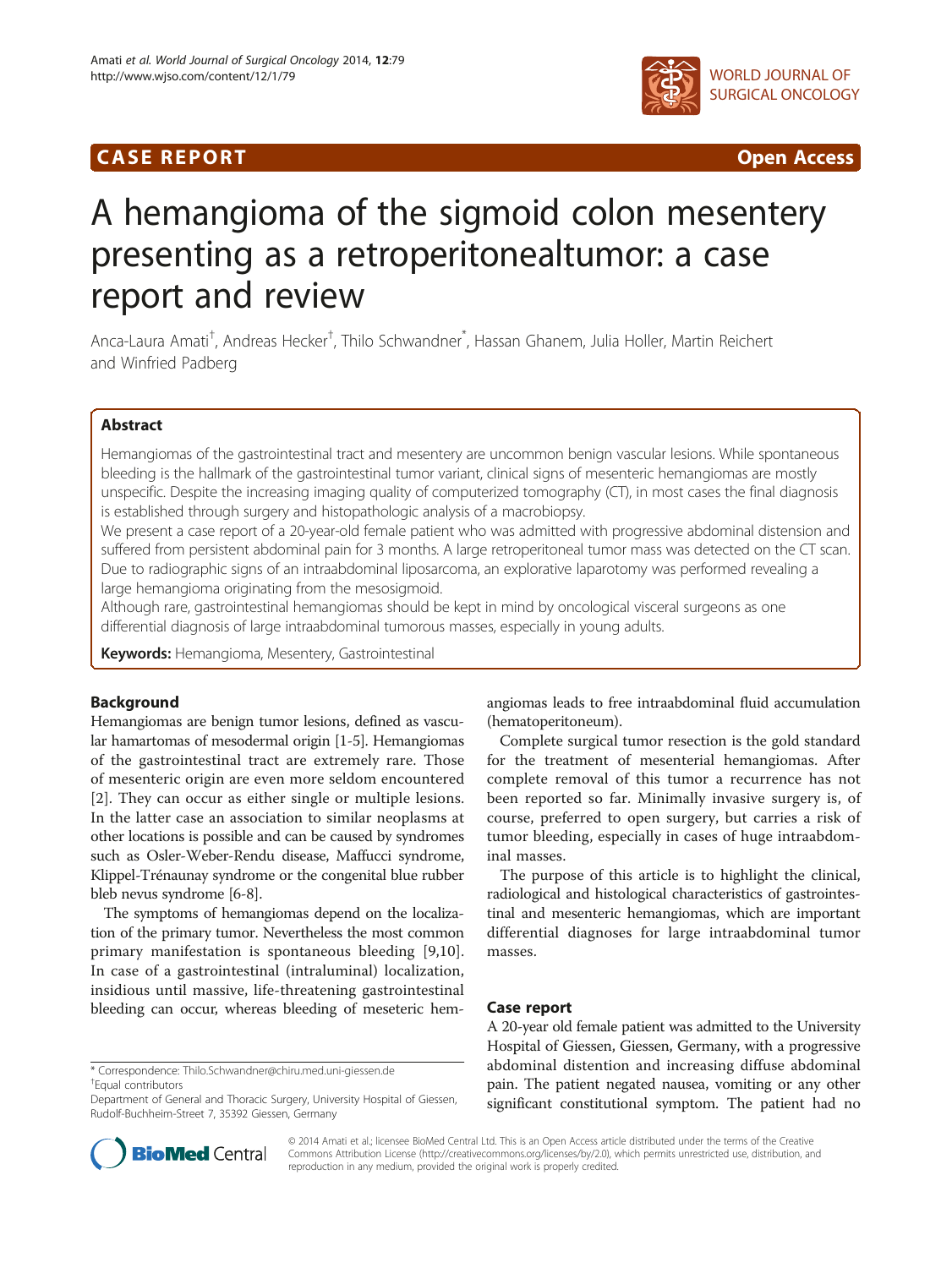# A hemangioma of the sigmoid colon mesentery presenting as a retroperitonealtumor: a case report and review

Anca-Laura Amati[†], Andreas Hecker[†], Thilo Schwandner[*], Hassan Ghanem, Julia Holler, Martin Reichert and Winfried Padberg

## Abstract

Hemangiomas of the gastrointestinal tract and mesentery are uncommon benign vascular lesions. While spontaneous bleeding is the hallmark of the gastrointestinal tumor variant, clinical signs of mesenteric hemangiomas are mostly unspecific. Despite the increasing imaging quality of computerized tomography (CT), in most cases the final diagnosis is established through surgery and histopathologic analysis of a macrobiopsy.

We present a case report of a 20-year-old female patient who was admitted with progressive abdominal distension and suffered from persistent abdominal pain for 3 months. A large retroperitoneal tumor mass was detected on the CT scan. Due to radiographic signs of an intraabdominal liposarcoma, an explorative laparotomy was performed revealing a large hemangioma originating from the mesosigmoid.

Although rare, gastrointestinal hemangiomas should be kept in mind by oncological visceral surgeons as one differential diagnosis of large intraabdominal tumorous masses, especially in young adults.

**Keywords:** Hemangioma, Mesentery, Gastrointestinal

## Background

Hemangiomas are benign tumor lesions, defined as vascular hamartomas of mesodermal origin [1-5]. Hemangiomas of the gastrointestinal tract are extremely rare. Those of mesenteric origin are even more seldom encountered [2]. They can occur as either single or multiple lesions. In the latter case an association to similar neoplasms at other locations is possible and can be caused by syndromes such as Osler-Weber-Rendu disease, Maffucci syndrome, Klippel-Trénaunay syndrome or the congenital blue rubber bleb nevus syndrome [6-8].

The symptoms of hemangiomas depend on the localization of the primary tumor. Nevertheless the most common primary manifestation is spontaneous bleeding [9,10]. In case of a gastrointestinal (intraluminal) localization, insidious until massive, life-threatening gastrointestinal bleeding can occur, whereas bleeding of meseteric hemangiomas leads to free intraabdominal fluid accumulation (hematoperitoneum).

Complete surgical tumor resection is the gold standard for the treatment of mesenterial hemangiomas. After complete removal of this tumor a recurrence has not been reported so far. Minimally invasive surgery is, of course, preferred to open surgery, but carries a risk of tumor bleeding, especially in cases of huge intraabdominal masses.

The purpose of this article is to highlight the clinical, radiological and histological characteristics of gastrointestinal and mesenteric hemangiomas, which are important differential diagnoses for large intraabdominal tumor masses.

## Case report

A 20-year old female patient was admitted to the University Hospital of Giessen, Giessen, Germany, with a progressive abdominal distention and increasing diffuse abdominal pain. The patient negated nausea, vomiting or any other significant constitutional symptom. The patient had no

\* Correspondence: Thilo.Schwandner@chiru.med.uni-giessen.de
[†]Equal contributors
Department of General and Thoracic Surgery, University Hospital of Giessen, Rudolf-Buchheim-Street 7, 35392 Giessen, Germany

© 2014 Amati et al.; licensee BioMed Central Ltd. This is an Open Access article distributed under the terms of the Creative Commons Attribution License (http://creativecommons.org/licenses/by/2.0), which permits unrestricted use, distribution, and reproduction in any medium, provided the original work is properly credited.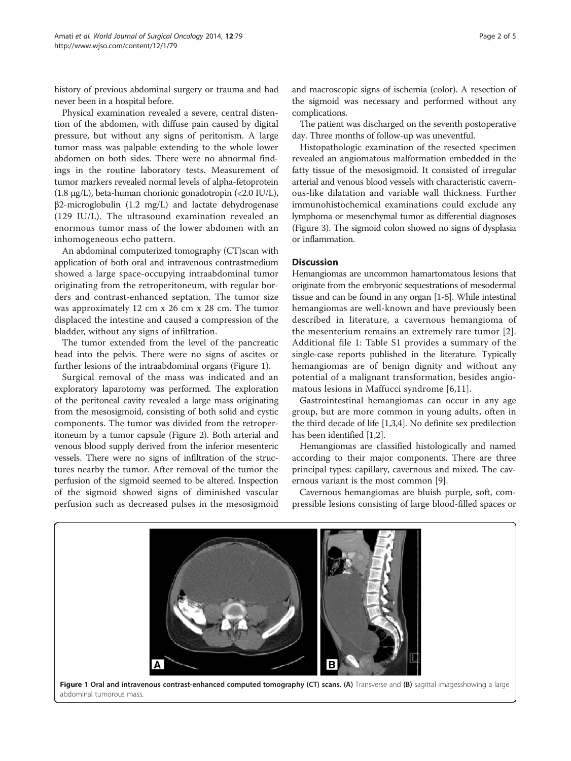history of previous abdominal surgery or trauma and had never been in a hospital before.

Physical examination revealed a severe, central distention of the abdomen, with diffuse pain caused by digital pressure, but without any signs of peritonism. A large tumor mass was palpable extending to the whole lower abdomen on both sides. There were no abnormal findings in the routine laboratory tests. Measurement of tumor markers revealed normal levels of alpha-fetoprotein (1.8 μg/L), beta-human chorionic gonadotropin (<2.0 IU/L), β2-microglobulin (1.2 mg/L) and lactate dehydrogenase (129 IU/L). The ultrasound examination revealed an enormous tumor mass of the lower abdomen with an inhomogeneous echo pattern.

An abdominal computerized tomography (CT)scan with application of both oral and intravenous contrastmedium showed a large space-occupying intraabdominal tumor originating from the retroperitoneum, with regular borders and contrast-enhanced septation. The tumor size was approximately 12 cm x 26 cm x 28 cm. The tumor displaced the intestine and caused a compression of the bladder, without any signs of infiltration.

The tumor extended from the level of the pancreatic head into the pelvis. There were no signs of ascites or further lesions of the intraabdominal organs (Figure 1).

Surgical removal of the mass was indicated and an exploratory laparotomy was performed. The exploration of the peritoneal cavity revealed a large mass originating from the mesosigmoid, consisting of both solid and cystic components. The tumor was divided from the retroperitoneum by a tumor capsule (Figure 2). Both arterial and venous blood supply derived from the inferior mesenteric vessels. There were no signs of infiltration of the structures nearby the tumor. After removal of the tumor the perfusion of the sigmoid seemed to be altered. Inspection of the sigmoid showed signs of diminished vascular perfusion such as decreased pulses in the mesosigmoid and macroscopic signs of ischemia (color). A resection of the sigmoid was necessary and performed without any complications.

The patient was discharged on the seventh postoperative day. Three months of follow-up was uneventful.

Histopathologic examination of the resected specimen revealed an angiomatous malformation embedded in the fatty tissue of the mesosigmoid. It consisted of irregular arterial and venous blood vessels with characteristic cavernous-like dilatation and variable wall thickness. Further immunohistochemical examinations could exclude any lymphoma or mesenchymal tumor as differential diagnoses (Figure 3). The sigmoid colon showed no signs of dysplasia or inflammation.

## Discussion

Hemangiomas are uncommon hamartomatous lesions that originate from the embryonic sequestrations of mesodermal tissue and can be found in any organ [1-5]. While intestinal hemangiomas are well-known and have previously been described in literature, a cavernous hemangioma of the mesenterium remains an extremely rare tumor [2]. Additional file 1: Table S1 provides a summary of the single-case reports published in the literature. Typically hemangiomas are of benign dignity and without any potential of a malignant transformation, besides angiomatous lesions in Maffucci syndrome [6,11].

Gastrointestinal hemangiomas can occur in any age group, but are more common in young adults, often in the third decade of life [1,3,4]. No definite sex predilection has been identified [1,2].

Hemangiomas are classified histologically and named according to their major components. There are three principal types: capillary, cavernous and mixed. The cavernous variant is the most common [9].

Cavernous hemangiomas are bluish purple, soft, compressible lesions consisting of large blood-filled spaces or

**Figure 1 Oral and intravenous contrast-enhanced computed tomography (CT) scans. (A)** Transverse and **(B)** sagittal imagesshowing a large abdominal tumorous mass.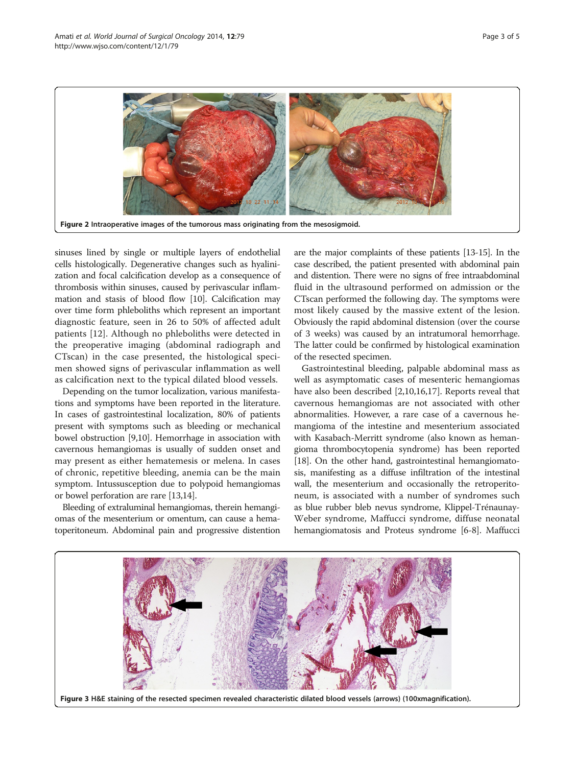Figure 2 Intraoperative images of the tumorous mass originating from the mesosigmoid.

sinuses lined by single or multiple layers of endothelial cells histologically. Degenerative changes such as hyalinization and focal calcification develop as a consequence of thrombosis within sinuses, caused by perivascular inflammation and stasis of blood flow [10]. Calcification may over time form phleboliths which represent an important diagnostic feature, seen in 26 to 50% of affected adult patients [12]. Although no phleboliths were detected in the preoperative imaging (abdominal radiograph and CTscan) in the case presented, the histological specimen showed signs of perivascular inflammation as well as calcification next to the typical dilated blood vessels.

Depending on the tumor localization, various manifestations and symptoms have been reported in the literature. In cases of gastrointestinal localization, 80% of patients present with symptoms such as bleeding or mechanical bowel obstruction [9,10]. Hemorrhage in association with cavernous hemangiomas is usually of sudden onset and may present as either hematemesis or melena. In cases of chronic, repetitive bleeding, anemia can be the main symptom. Intussusception due to polypoid hemangiomas or bowel perforation are rare [13,14].

Bleeding of extraluminal hemangiomas, therein hemangiomas of the mesenterium or omentum, can cause a hematoperitoneum. Abdominal pain and progressive distention are the major complaints of these patients [13-15]. In the case described, the patient presented with abdominal pain and distention. There were no signs of free intraabdominal fluid in the ultrasound performed on admission or the CTscan performed the following day. The symptoms were most likely caused by the massive extent of the lesion. Obviously the rapid abdominal distension (over the course of 3 weeks) was caused by an intratumoral hemorrhage. The latter could be confirmed by histological examination of the resected specimen.

Gastrointestinal bleeding, palpable abdominal mass as well as asymptomatic cases of mesenteric hemangiomas have also been described [2,10,16,17]. Reports reveal that cavernous hemangiomas are not associated with other abnormalities. However, a rare case of a cavernous hemangioma of the intestine and mesenterium associated with Kasabach-Merritt syndrome (also known as hemangioma thrombocytopenia syndrome) has been reported [18]. On the other hand, gastrointestinal hemangiomatosis, manifesting as a diffuse infiltration of the intestinal wall, the mesenterium and occasionally the retroperitoneum, is associated with a number of syndromes such as blue rubber bleb nevus syndrome, Klippel-Trénaunay-Weber syndrome, Maffucci syndrome, diffuse neonatal hemangiomatosis and Proteus syndrome [6-8]. Maffucci

Figure 3 H&E staining of the resected specimen revealed characteristic dilated blood vessels (arrows) (100xmagnification).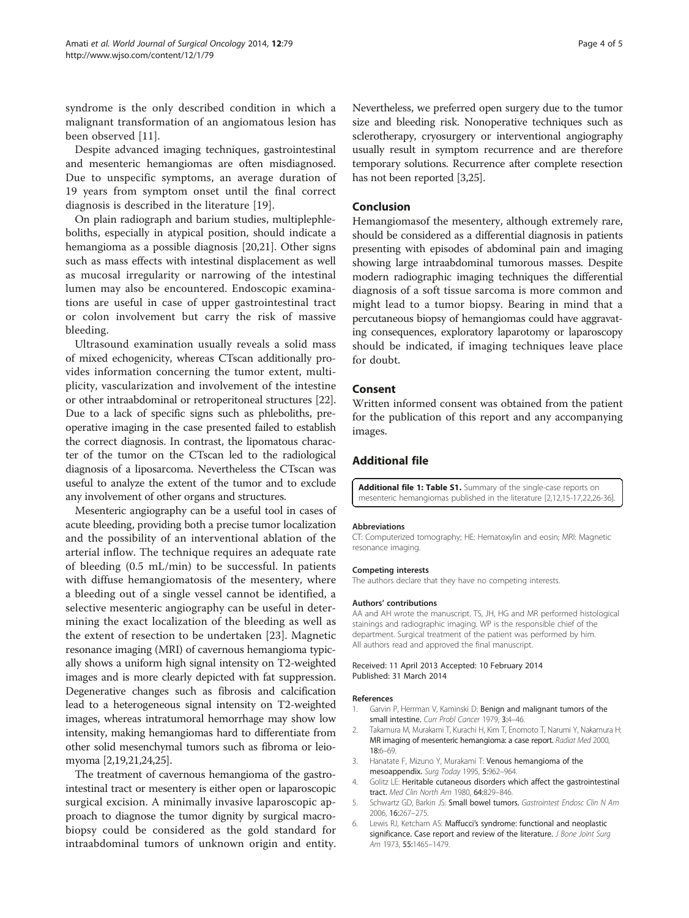syndrome is the only described condition in which a malignant transformation of an angiomatous lesion has been observed [11].

Despite advanced imaging techniques, gastrointestinal and mesenteric hemangiomas are often misdiagnosed. Due to unspecific symptoms, an average duration of 19 years from symptom onset until the final correct diagnosis is described in the literature [19].

On plain radiograph and barium studies, multiplephleboliths, especially in atypical position, should indicate a hemangioma as a possible diagnosis [20,21]. Other signs such as mass effects with intestinal displacement as well as mucosal irregularity or narrowing of the intestinal lumen may also be encountered. Endoscopic examinations are useful in case of upper gastrointestinal tract or colon involvement but carry the risk of massive bleeding.

Ultrasound examination usually reveals a solid mass of mixed echogenicity, whereas CTscan additionally provides information concerning the tumor extent, multiplicity, vascularization and involvement of the intestine or other intraabdominal or retroperitoneal structures [22]. Due to a lack of specific signs such as phleboliths, preoperative imaging in the case presented failed to establish the correct diagnosis. In contrast, the lipomatous character of the tumor on the CTscan led to the radiological diagnosis of a liposarcoma. Nevertheless the CTscan was useful to analyze the extent of the tumor and to exclude any involvement of other organs and structures.

Mesenteric angiography can be a useful tool in cases of acute bleeding, providing both a precise tumor localization and the possibility of an interventional ablation of the arterial inflow. The technique requires an adequate rate of bleeding (0.5 mL/min) to be successful. In patients with diffuse hemangiomatosis of the mesentery, where a bleeding out of a single vessel cannot be identified, a selective mesenteric angiography can be useful in determining the exact localization of the bleeding as well as the extent of resection to be undertaken [23]. Magnetic resonance imaging (MRI) of cavernous hemangioma typically shows a uniform high signal intensity on T2-weighted images and is more clearly depicted with fat suppression. Degenerative changes such as fibrosis and calcification lead to a heterogeneous signal intensity on T2-weighted images, whereas intratumoral hemorrhage may show low intensity, making hemangiomas hard to differentiate from other solid mesenchymal tumors such as fibroma or leiomyoma [2,19,21,24,25].

The treatment of cavernous hemangioma of the gastrointestinal tract or mesentery is either open or laparoscopic surgical excision. A minimally invasive laparoscopic approach to diagnose the tumor dignity by surgical macrobiopsy could be considered as the gold standard for intraabdominal tumors of unknown origin and entity. Nevertheless, we preferred open surgery due to the tumor size and bleeding risk. Nonoperative techniques such as sclerotherapy, cryosurgery or interventional angiography usually result in symptom recurrence and are therefore temporary solutions. Recurrence after complete resection has not been reported [3,25].

## Conclusion

Hemangiomasof the mesentery, although extremely rare, should be considered as a differential diagnosis in patients presenting with episodes of abdominal pain and imaging showing large intraabdominal tumorous masses. Despite modern radiographic imaging techniques the differential diagnosis of a soft tissue sarcoma is more common and might lead to a tumor biopsy. Bearing in mind that a percutaneous biopsy of hemangiomas could have aggravating consequences, exploratory laparotomy or laparoscopy should be indicated, if imaging techniques leave place for doubt.

## Consent

Written informed consent was obtained from the patient for the publication of this report and any accompanying images.

## Additional file

**Additional file 1: Table S1.** Summary of the single-case reports on mesenteric hemangiomas published in the literature [2,12,15-17,22,26-36].

#### Abbreviations

CT: Computerized tomography; HE: Hematoxylin and eosin; MRI: Magnetic resonance imaging.

#### Competing interests

The authors declare that they have no competing interests.

#### Authors' contributions

AA and AH wrote the manuscript. TS, JH, HG and MR performed histological stainings and radiographic imaging. WP is the responsible chief of the department. Surgical treatment of the patient was performed by him. All authors read and approved the final manuscript.

Received: 11 April 2013 Accepted: 10 February 2014
Published: 31 March 2014

#### References

1. Garvin P, Herrman V, Kaminski D: **Benign and malignant tumors of the small intestine.** *Curr Probl Cancer* 1979, **3:**4–46.
2. Takamura M, Murakami T, Kurachi H, Kim T, Enomoto T, Narumi Y, Nakamura H: **MR imaging of mesenteric hemangioma: a case report.** *Radiat Med* 2000, **18:**6–69.
3. Hanatate F, Mizuno Y, Murakami T: **Venous hemangioma of the mesoappendix.** *Surg Today* 1995, **5:**962–964.
4. Golitz LE: **Heritable cutaneous disorders which affect the gastrointestinal tract.** *Med Clin North Am* 1980, **64:**829–846.
5. Schwartz GD, Barkin JS: **Small bowel tumors.** *Gastrointest Endosc Clin N Am* 2006, **16:**267–275.
6. Lewis RJ, Ketcham AS: **Maffucci's syndrome: functional and neoplastic significance. Case report and review of the literature.** *J Bone Joint Surg Am* 1973, **55:**1465–1479.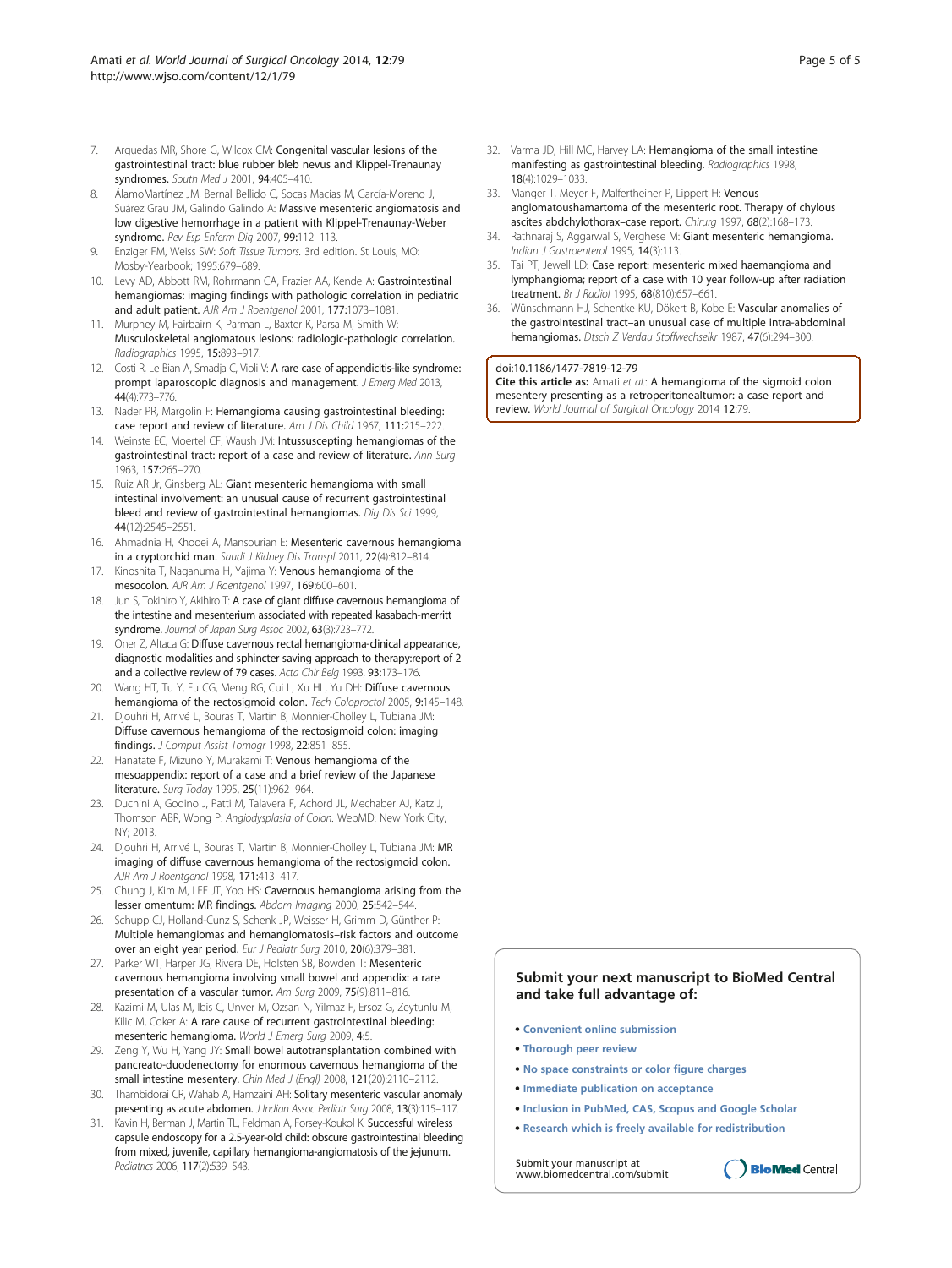7. Arguedas MR, Shore G, Wilcox CM: Congenital vascular lesions of the gastrointestinal tract: blue rubber bleb nevus and Klippel-Trenaunay syndromes. *South Med J* 2001, **94:**405–410.
8. ÁlamoMartínez JM, Bernal Bellido C, Socas Macías M, García-Moreno J, Suárez Grau JM, Galindo Galindo A: Massive mesenteric angiomatosis and low digestive hemorrhage in a patient with Klippel-Trenaunay-Weber syndrome. *Rev Esp Enferm Dig* 2007, **99:**112–113.
9. Enziger FM, Weiss SW: *Soft Tissue Tumors.* 3rd edition. St Louis, MO: Mosby-Yearbook; 1995:679–689.
10. Levy AD, Abbott RM, Rohrmann CA, Frazier AA, Kende A: Gastrointestinal hemangiomas: imaging findings with pathologic correlation in pediatric and adult patient. *AJR Am J Roentgenol* 2001, **177:**1073–1081.
11. Murphey M, Fairbairn K, Parman L, Baxter K, Parsa M, Smith W: Musculoskeletal angiomatous lesions: radiologic-pathologic correlation. *Radiographics* 1995, **15:**893–917.
12. Costi R, Le Bian A, Smadja C, Violi V: A rare case of appendicitis-like syndrome: prompt laparoscopic diagnosis and management. *J Emerg Med* 2013, **44**(4):773–776.
13. Nader PR, Margolin F: Hemangioma causing gastrointestinal bleeding: case report and review of literature. *Am J Dis Child* 1967, **111:**215–222.
14. Weinste EC, Moertel CF, Waush JM: Intussuscepting hemangiomas of the gastrointestinal tract: report of a case and review of literature. *Ann Surg* 1963, **157:**265–270.
15. Ruiz AR Jr, Ginsberg AL: Giant mesenteric hemangioma with small intestinal involvement: an unusual cause of recurrent gastrointestinal bleed and review of gastrointestinal hemangiomas. *Dig Dis Sci* 1999, **44**(12):2545–2551.
16. Ahmadnia H, Khooei A, Mansourian E: Mesenteric cavernous hemangioma in a cryptorchid man. *Saudi J Kidney Dis Transpl* 2011, **22**(4):812–814.
17. Kinoshita T, Naganuma H, Yajima Y: Venous hemangioma of the mesocolon. *AJR Am J Roentgenol* 1997, **169:**600–601.
18. Jun S, Tokihiro Y, Akihiro T: A case of giant diffuse cavernous hemangioma of the intestine and mesenterium associated with repeated kasabach-merritt syndrome. *Journal of Japan Surg Assoc* 2002, **63**(3):723–772.
19. Oner Z, Altaca G: Diffuse cavernous rectal hemangioma-clinical appearance, diagnostic modalities and sphincter saving approach to therapy:report of 2 and a collective review of 79 cases. *Acta Chir Belg* 1993, **93:**173–176.
20. Wang HT, Tu Y, Fu CG, Meng RG, Cui L, Xu HL, Yu DH: Diffuse cavernous hemangioma of the rectosigmoid colon. *Tech Coloproctol* 2005, **9:**145–148.
21. Djouhri H, Arrivé L, Bouras T, Martin B, Monnier-Cholley L, Tubiana JM: Diffuse cavernous hemangioma of the rectosigmoid colon: imaging findings. *J Comput Assist Tomogr* 1998, **22:**851–855.
22. Hanatate F, Mizuno Y, Murakami T: Venous hemangioma of the mesoappendix: report of a case and a brief review of the Japanese literature. *Surg Today* 1995, **25**(11):962–964.
23. Duchini A, Godino J, Patti M, Talavera F, Achord JL, Mechaber AJ, Katz J, Thomson ABR, Wong P: *Angiodysplasia of Colon.* WebMD: New York City, NY; 2013.
24. Djouhri H, Arrivé L, Bouras T, Martin B, Monnier-Cholley L, Tubiana JM: MR imaging of diffuse cavernous hemangioma of the rectosigmoid colon. *AJR Am J Roentgenol* 1998, **171:**413–417.
25. Chung J, Kim M, LEE JT, Yoo HS: Cavernous hemangioma arising from the lesser omentum: MR findings. *Abdom Imaging* 2000, **25:**542–544.
26. Schupp CJ, Holland-Cunz S, Schenk JP, Weisser H, Grimm D, Günther P: Multiple hemangiomas and hemangiomatosis–risk factors and outcome over an eight year period. *Eur J Pediatr Surg* 2010, **20**(6):379–381.
27. Parker WT, Harper JG, Rivera DE, Holsten SB, Bowden T: Mesenteric cavernous hemangioma involving small bowel and appendix: a rare presentation of a vascular tumor. *Am Surg* 2009, **75**(9):811–816.
28. Kazimi M, Ulas M, Ibis C, Unver M, Ozsan N, Yilmaz F, Ersoz G, Zeytunlu M, Kilic M, Coker A: A rare cause of recurrent gastrointestinal bleeding: mesenteric hemangioma. *World J Emerg Surg* 2009, **4:**5.
29. Zeng Y, Wu H, Yang JY: Small bowel autotransplantation combined with pancreato-duodenectomy for enormous cavernous hemangioma of the small intestine mesentery. *Chin Med J (Engl)* 2008, **121**(20):2110–2112.
30. Thambidorai CR, Wahab A, Hamzaini AH: Solitary mesenteric vascular anomaly presenting as acute abdomen. *J Indian Assoc Pediatr Surg* 2008, **13**(3):115–117.
31. Kavin H, Berman J, Martin TL, Feldman A, Forsey-Koukol K: Successful wireless capsule endoscopy for a 2.5-year-old child: obscure gastrointestinal bleeding from mixed, juvenile, capillary hemangioma-angiomatosis of the jejunum. *Pediatrics* 2006, **117**(2):539–543.
32. Varma JD, Hill MC, Harvey LA: Hemangioma of the small intestine manifesting as gastrointestinal bleeding. *Radiographics* 1998, **18**(4):1029–1033.
33. Manger T, Meyer F, Malfertheiner P, Lippert H: Venous angiomatoushamartoma of the mesenteric root. Therapy of chylous ascites abdchylothorax–case report. *Chirurg* 1997, **68**(2):168–173.
34. Rathnaraj S, Aggarwal S, Verghese M: Giant mesenteric hemangioma. *Indian J Gastroenterol* 1995, **14**(3):113.
35. Tai PT, Jewell LD: Case report: mesenteric mixed haemangioma and lymphangioma; report of a case with 10 year follow-up after radiation treatment. *Br J Radiol* 1995, **68**(810):657–661.
36. Wünschmann HJ, Schentke KU, Dökert B, Kobe E: Vascular anomalies of the gastrointestinal tract–an unusual case of multiple intra-abdominal hemangiomas. *Dtsch Z Verdau Stoffwechselkr* 1987, **47**(6):294–300.

doi:10.1186/1477-7819-12-79
**Cite this article as:** Amati *et al.*: A hemangioma of the sigmoid colon mesentery presenting as a retroperitonealtumor: a case report and review. *World Journal of Surgical Oncology* 2014 **12**:79.

**Submit your next manuscript to BioMed Central and take full advantage of:**

- **Convenient online submission**
- **Thorough peer review**
- **No space constraints or color figure charges**
- **Immediate publication on acceptance**
- **Inclusion in PubMed, CAS, Scopus and Google Scholar**
- **Research which is freely available for redistribution**

Submit your manuscript at
www.biomedcentral.com/submit

BioMed Central